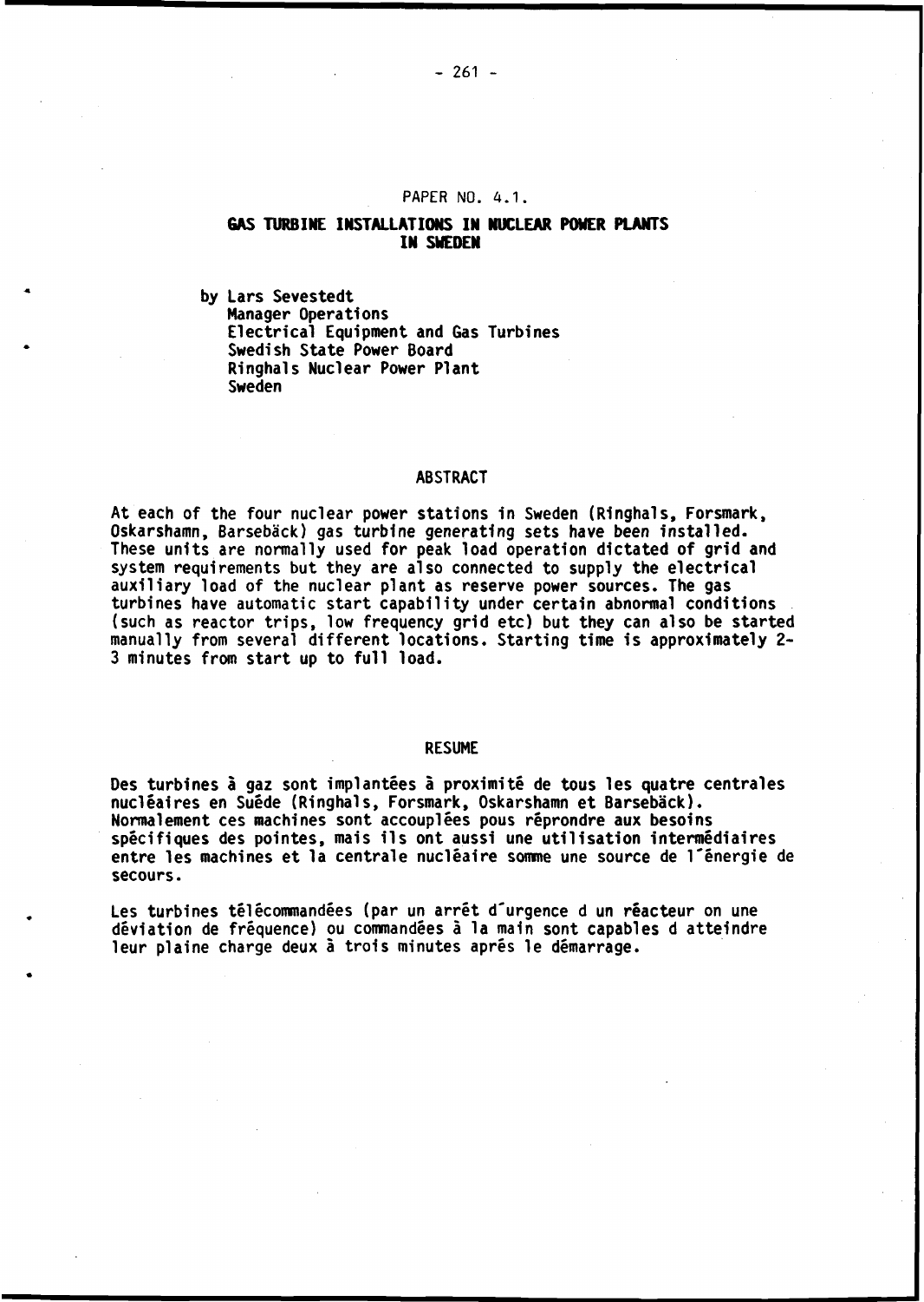PAPER NO. 4.1.

# GAS TURBINE INSTALLATIONS IN NUCLEAR POWER PLANTS IN SWEDEN

by Lars Sevestedt
Manager Operations
Electrical Equipment and Gas Turbines
Swedish State Power Board
Ringhals Nuclear Power Plant
Sweden

## ABSTRACT

At each of the four nuclear power stations in Sweden (Ringhals, Forsmark, Oskarshamn, Barsebäck) gas turbine generating sets have been installed. These units are normally used for peak load operation dictated of grid and system requirements but they are also connected to supply the electrical auxiliary load of the nuclear plant as reserve power sources. The gas turbines have automatic start capability under certain abnormal conditions (such as reactor trips, low frequency grid etc) but they can also be started manually from several different locations. Starting time is approximately 2-3 minutes from start up to full load.

## RESUME

Des turbines à gaz sont implantées à proximité de tous les quatre centrales nucléaires en Suède (Ringhals, Forsmark, Oskarshamn et Barsebäck). Normalement ces machines sont accouplées pous réprondre aux besoins spécifiques des pointes, mais ils ont aussi une utilisation intermédiaires entre les machines et la centrale nucléaire somme une source de l´énergie de secours.

Les turbines télécommandées (par un arrêt d´urgence d un réacteur on une déviation de fréquence) ou commandées à la main sont capables d atteindre leur plaine charge deux à trois minutes aprés le démarrage.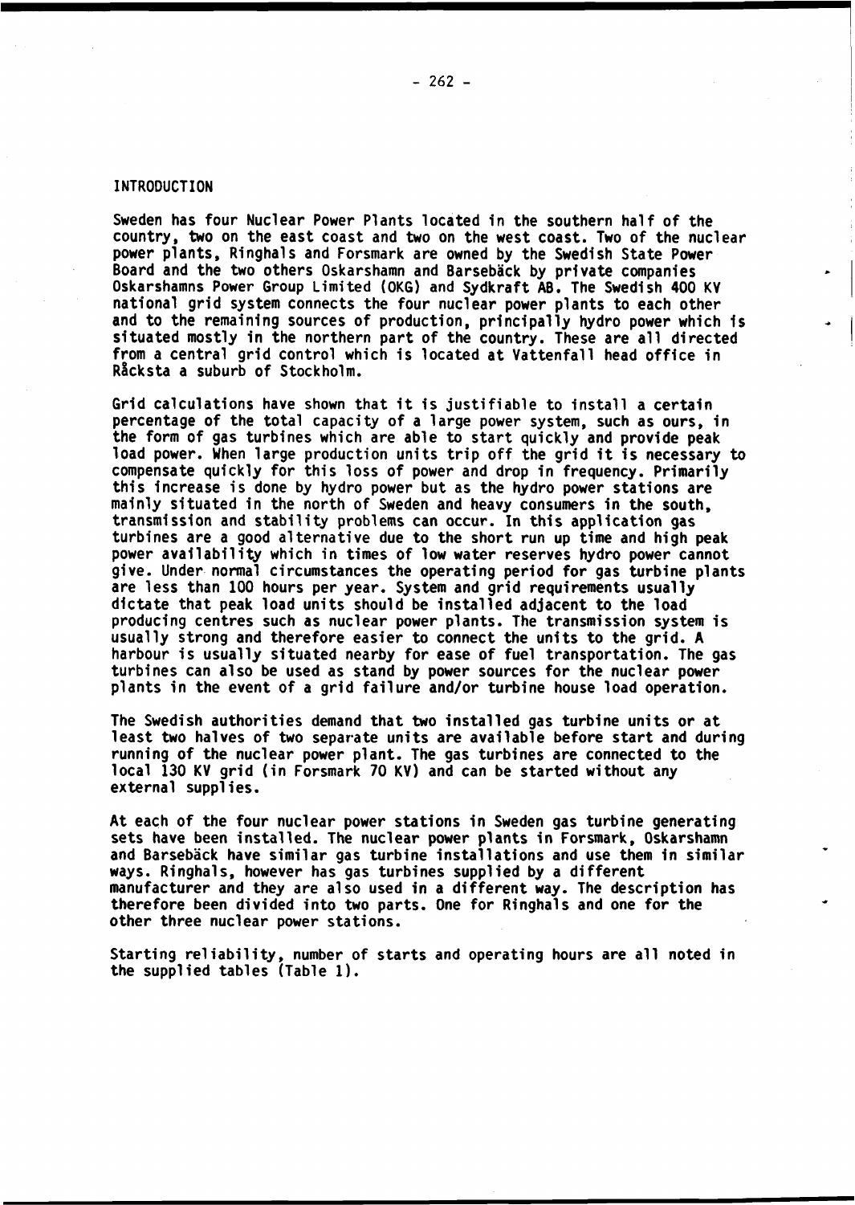## INTRODUCTION

Sweden has four Nuclear Power Plants located in the southern half of the country, two on the east coast and two on the west coast. Two of the nuclear power plants, Ringhals and Forsmark are owned by the Swedish State Power Board and the two others Oskarshamn and Barsebäck by private companies Oskarshamns Power Group Limited (OKG) and Sydkraft AB. The Swedish 400 KV national grid system connects the four nuclear power plants to each other and to the remaining sources of production, principally hydro power which is situated mostly in the northern part of the country. These are all directed from a central grid control which is located at Vattenfall head office in Råcksta a suburb of Stockholm.

Grid calculations have shown that it is justifiable to install a certain percentage of the total capacity of a large power system, such as ours, in the form of gas turbines which are able to start quickly and provide peak load power. When large production units trip off the grid it is necessary to compensate quickly for this loss of power and drop in frequency. Primarily this increase is done by hydro power but as the hydro power stations are mainly situated in the north of Sweden and heavy consumers in the south, transmission and stability problems can occur. In this application gas turbines are a good alternative due to the short run up time and high peak power availability which in times of low water reserves hydro power cannot give. Under normal circumstances the operating period for gas turbine plants are less than 100 hours per year. System and grid requirements usually dictate that peak load units should be installed adjacent to the load producing centres such as nuclear power plants. The transmission system is usually strong and therefore easier to connect the units to the grid. A harbour is usually situated nearby for ease of fuel transportation. The gas turbines can also be used as stand by power sources for the nuclear power plants in the event of a grid failure and/or turbine house load operation.

The Swedish authorities demand that two installed gas turbine units or at least two halves of two separate units are available before start and during running of the nuclear power plant. The gas turbines are connected to the local 130 KV grid (in Forsmark 70 KV) and can be started without any external supplies.

At each of the four nuclear power stations in Sweden gas turbine generating sets have been installed. The nuclear power plants in Forsmark, Oskarshamn and Barsebäck have similar gas turbine installations and use them in similar ways. Ringhals, however has gas turbines supplied by a different manufacturer and they are also used in a different way. The description has therefore been divided into two parts. One for Ringhals and one for the other three nuclear power stations.

Starting reliability, number of starts and operating hours are all noted in the supplied tables (Table 1).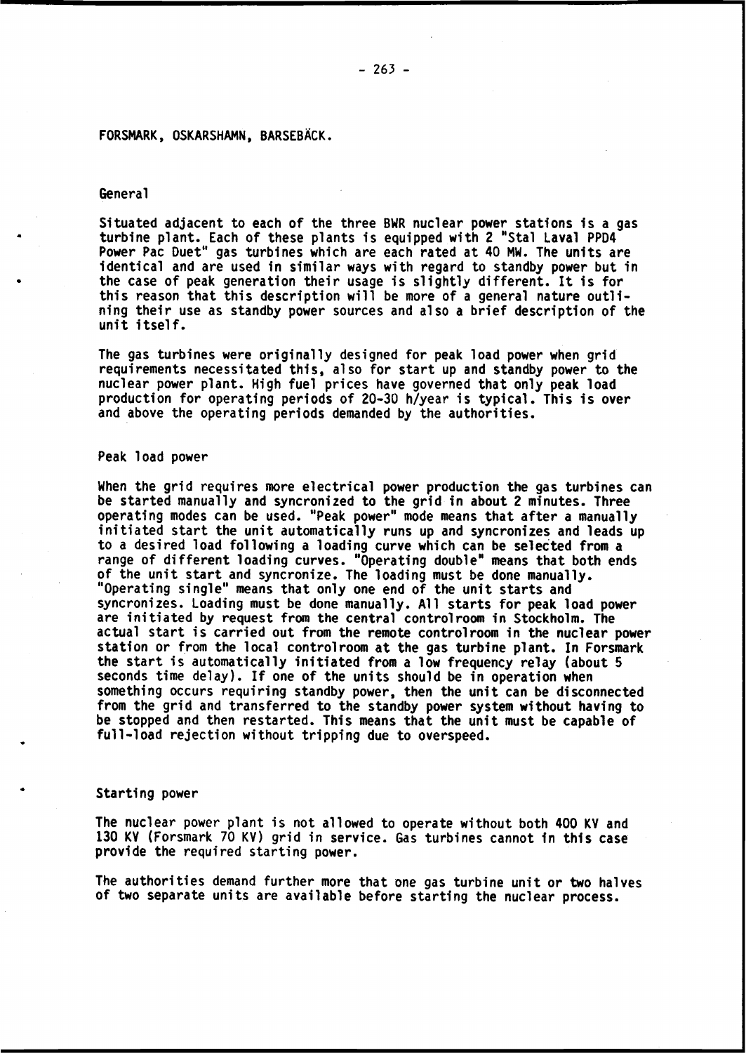FORSMARK, OSKARSHAMN, BARSEBÄCK.

## General

Situated adjacent to each of the three BWR nuclear power stations is a gas turbine plant. Each of these plants is equipped with 2 "Stal Laval PPD4 Power Pac Duet" gas turbines which are each rated at 40 MW. The units are identical and are used in similar ways with regard to standby power but in the case of peak generation their usage is slightly different. It is for this reason that this description will be more of a general nature outlining their use as standby power sources and also a brief description of the unit itself.

The gas turbines were originally designed for peak load power when grid requirements necessitated this, also for start up and standby power to the nuclear power plant. High fuel prices have governed that only peak load production for operating periods of 20-30 h/year is typical. This is over and above the operating periods demanded by the authorities.

## Peak load power

When the grid requires more electrical power production the gas turbines can be started manually and syncronized to the grid in about 2 minutes. Three operating modes can be used. "Peak power" mode means that after a manually initiated start the unit automatically runs up and syncronizes and leads up to a desired load following a loading curve which can be selected from a range of different loading curves. "Operating double" means that both ends of the unit start and syncronize. The loading must be done manually. "Operating single" means that only one end of the unit starts and syncronizes. Loading must be done manually. All starts for peak load power are initiated by request from the central controlroom in Stockholm. The actual start is carried out from the remote controlroom in the nuclear power station or from the local controlroom at the gas turbine plant. In Forsmark the start is automatically initiated from a low frequency relay (about 5 seconds time delay). If one of the units should be in operation when something occurs requiring standby power, then the unit can be disconnected from the grid and transferred to the standby power system without having to be stopped and then restarted. This means that the unit must be capable of full-load rejection without tripping due to overspeed.

## Starting power

The nuclear power plant is not allowed to operate without both 400 KV and 130 KV (Forsmark 70 KV) grid in service. Gas turbines cannot in this case provide the required starting power.

The authorities demand further more that one gas turbine unit or two halves of two separate units are available before starting the nuclear process.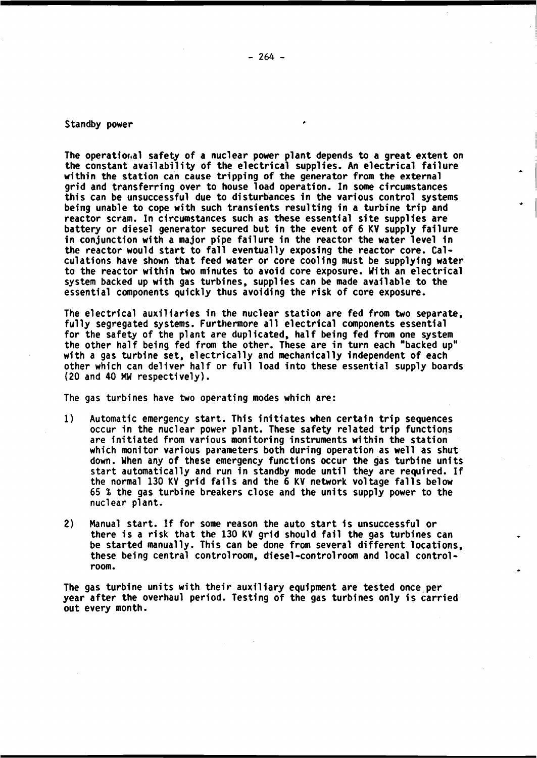## Standby power

The operational safety of a nuclear power plant depends to a great extent on the constant availability of the electrical supplies. An electrical failure within the station can cause tripping of the generator from the external grid and transferring over to house load operation. In some circumstances this can be unsuccessful due to disturbances in the various control systems being unable to cope with such transients resulting in a turbine trip and reactor scram. In circumstances such as these essential site supplies are battery or diesel generator secured but in the event of 6 KV supply failure in conjunction with a major pipe failure in the reactor the water level in the reactor would start to fall eventually exposing the reactor core. Calculations have shown that feed water or core cooling must be supplying water to the reactor within two minutes to avoid core exposure. With an electrical system backed up with gas turbines, supplies can be made available to the essential components quickly thus avoiding the risk of core exposure.

The electrical auxiliaries in the nuclear station are fed from two separate, fully segregated systems. Furthermore all electrical components essential for the safety of the plant are duplicated, half being fed from one system the other half being fed from the other. These are in turn each "backed up" with a gas turbine set, electrically and mechanically independent of each other which can deliver half or full load into these essential supply boards (20 and 40 MW respectively).

The gas turbines have two operating modes which are:

1) Automatic emergency start. This initiates when certain trip sequences occur in the nuclear power plant. These safety related trip functions are initiated from various monitoring instruments within the station which monitor various parameters both during operation as well as shut down. When any of these emergency functions occur the gas turbine units start automatically and run in standby mode until they are required. If the normal 130 KV grid fails and the 6 KV network voltage falls below 65 % the gas turbine breakers close and the units supply power to the nuclear plant.

2) Manual start. If for some reason the auto start is unsuccessful or there is a risk that the 130 KV grid should fail the gas turbines can be started manually. This can be done from several different locations, these being central controlroom, diesel-controlroom and local controlroom.

The gas turbine units with their auxiliary equipment are tested once per year after the overhaul period. Testing of the gas turbines only is carried out every month.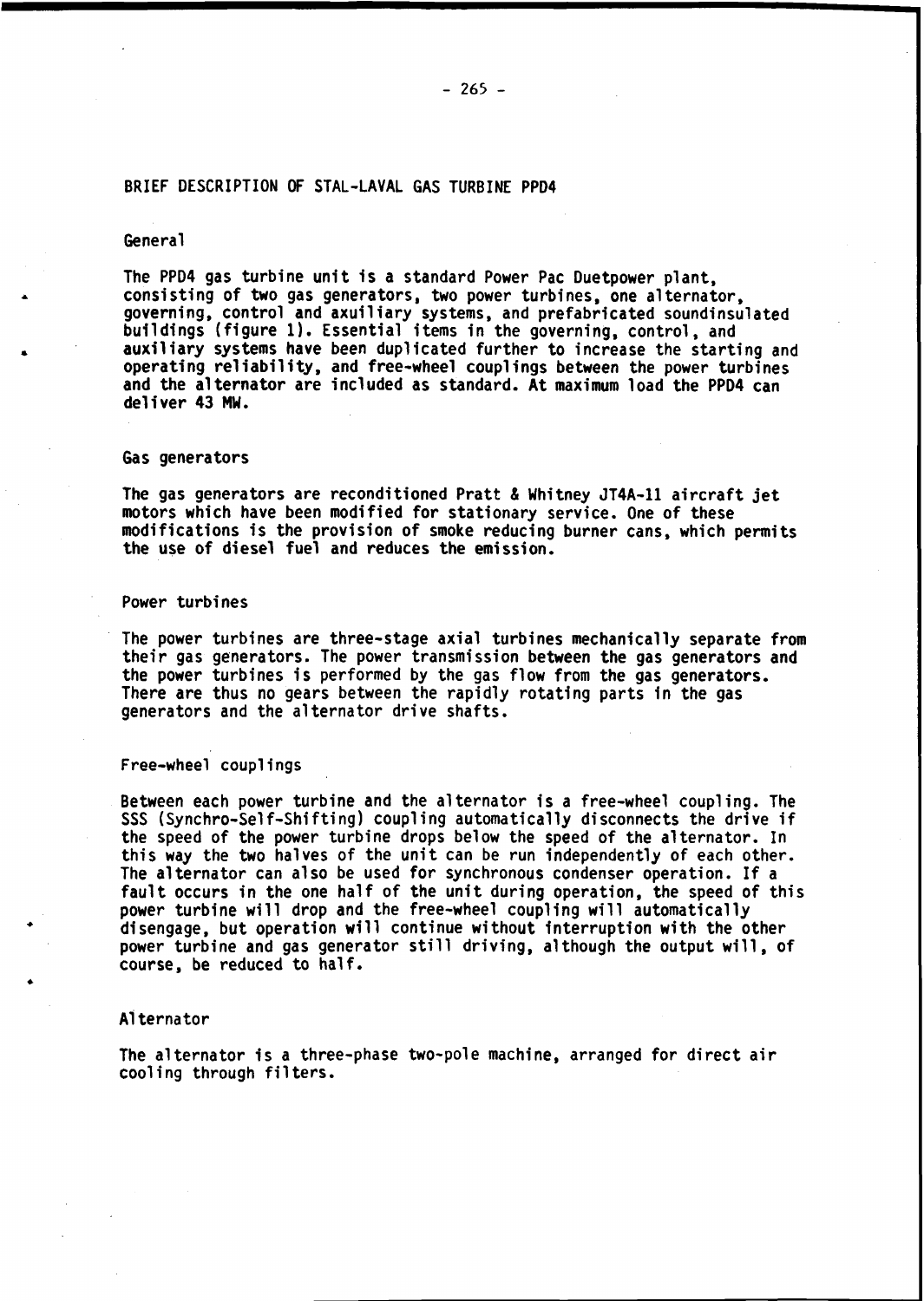## BRIEF DESCRIPTION OF STAL-LAVAL GAS TURBINE PPD4

### General

The PPD4 gas turbine unit is a standard Power Pac Duetpower plant, consisting of two gas generators, two power turbines, one alternator, governing, control and axuiliary systems, and prefabricated soundinsulated buildings (figure 1). Essential items in the governing, control, and auxiliary systems have been duplicated further to increase the starting and operating reliability, and free-wheel couplings between the power turbines and the alternator are included as standard. At maximum load the PPD4 can deliver 43 MW.

### Gas generators

The gas generators are reconditioned Pratt & Whitney JT4A-11 aircraft jet motors which have been modified for stationary service. One of these modifications is the provision of smoke reducing burner cans, which permits the use of diesel fuel and reduces the emission.

### Power turbines

The power turbines are three-stage axial turbines mechanically separate from their gas generators. The power transmission between the gas generators and the power turbines is performed by the gas flow from the gas generators. There are thus no gears between the rapidly rotating parts in the gas generators and the alternator drive shafts.

### Free-wheel couplings

Between each power turbine and the alternator is a free-wheel coupling. The SSS (Synchro-Self-Shifting) coupling automatically disconnects the drive if the speed of the power turbine drops below the speed of the alternator. In this way the two halves of the unit can be run independently of each other. The alternator can also be used for synchronous condenser operation. If a fault occurs in the one half of the unit during operation, the speed of this power turbine will drop and the free-wheel coupling will automatically disengage, but operation will continue without interruption with the other power turbine and gas generator still driving, although the output will, of course, be reduced to half.

### Alternator

The alternator is a three-phase two-pole machine, arranged for direct air cooling through filters.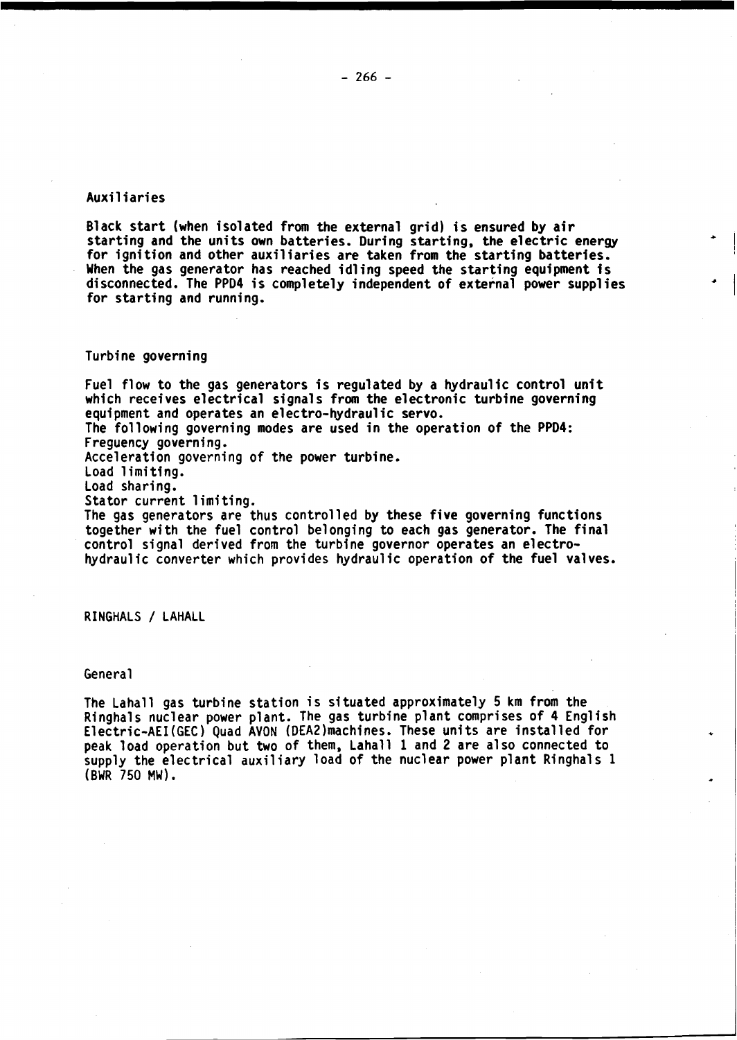### Auxiliaries

Black start (when isolated from the external grid) is ensured by air starting and the units own batteries. During starting, the electric energy for ignition and other auxiliaries are taken from the starting batteries. When the gas generator has reached idling speed the starting equipment is disconnected. The PPD4 is completely independent of external power supplies for starting and running.

### Turbine governing

Fuel flow to the gas generators is regulated by a hydraulic control unit which receives electrical signals from the electronic turbine governing equipment and operates an electro-hydraulic servo.
The following governing modes are used in the operation of the PPD4:
Freguency governing.
Acceleration governing of the power turbine.
Load limiting.
Load sharing.
Stator current limiting.
The gas generators are thus controlled by these five governing functions together with the fuel control belonging to each gas generator. The final control signal derived from the turbine governor operates an electro-hydraulic converter which provides hydraulic operation of the fuel valves.

## RINGHALS / LAHALL

### General

The Lahall gas turbine station is situated approximately 5 km from the Ringhals nuclear power plant. The gas turbine plant comprises of 4 English Electric-AEI(GEC) Quad AVON (DEA2)machines. These units are installed for peak load operation but two of them, Lahall 1 and 2 are also connected to supply the electrical auxiliary load of the nuclear power plant Ringhals 1 (BWR 750 MW).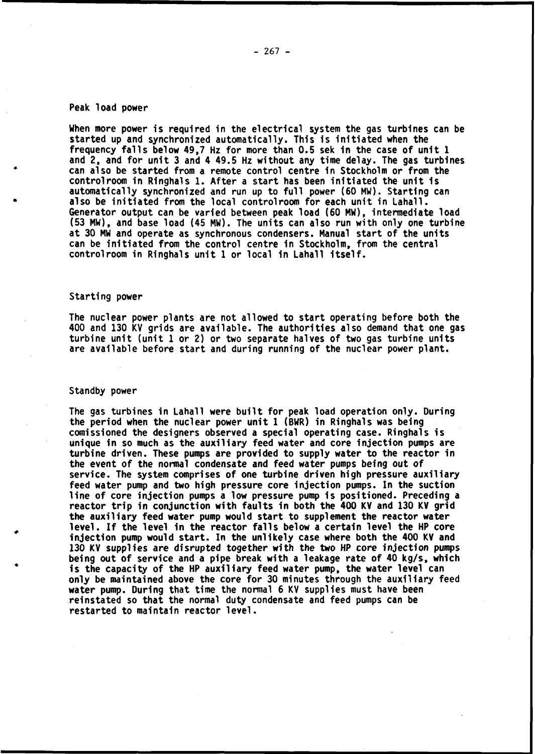## Peak load power

When more power is required in the electrical system the gas turbines can be started up and synchronized automatically. This is initiated when the frequency falls below 49,7 Hz for more than 0.5 sek in the case of unit 1 and 2, and for unit 3 and 4 49.5 Hz without any time delay. The gas turbines can also be started from a remote control centre in Stockholm or from the controlroom in Ringhals 1. After a start has been initiated the unit is automatically synchronized and run up to full power (60 MW). Starting can also be initiated from the local controlroom for each unit in Lahall. Generator output can be varied between peak load (60 MW), intermediate load (53 MW), and base load (45 MW). The units can also run with only one turbine at 30 MW and operate as synchronous condensers. Manual start of the units can be initiated from the control centre in Stockholm, from the central controlroom in Ringhals unit 1 or local in Lahall itself.

## Starting power

The nuclear power plants are not allowed to start operating before both the 400 and 130 KV grids are available. The authorities also demand that one gas turbine unit (unit 1 or 2) or two separate halves of two gas turbine units are available before start and during running of the nuclear power plant.

## Standby power

The gas turbines in Lahall were built for peak load operation only. During the period when the nuclear power unit 1 (BWR) in Ringhals was being comissioned the designers observed a special operating case. Ringhals is unique in so much as the auxiliary feed water and core injection pumps are turbine driven. These pumps are provided to supply water to the reactor in the event of the normal condensate and feed water pumps being out of service. The system comprises of one turbine driven high pressure auxiliary feed water pump and two high pressure core injection pumps. In the suction line of core injection pumps a low pressure pump is positioned. Preceding a reactor trip in conjunction with faults in both the 400 KV and 130 KV grid the auxiliary feed water pump would start to supplement the reactor water level. If the level in the reactor falls below a certain level the HP core injection pump would start. In the unlikely case where both the 400 KV and 130 KV supplies are disrupted together with the two HP core injection pumps being out of service and a pipe break with a leakage rate of 40 kg/s, which is the capacity of the HP auxiliary feed water pump, the water level can only be maintained above the core for 30 minutes through the auxiliary feed water pump. During that time the normal 6 KV supplies must have been reinstated so that the normal duty condensate and feed pumps can be restarted to maintain reactor level.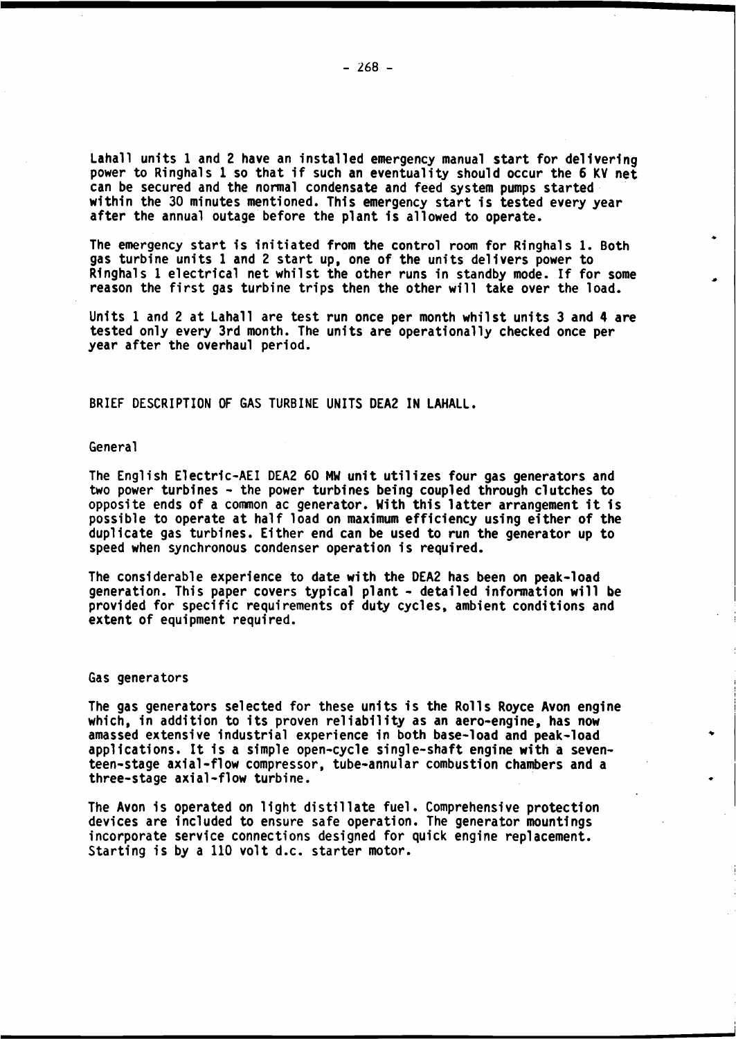Lahall units 1 and 2 have an installed emergency manual start for delivering power to Ringhals 1 so that if such an eventuality should occur the 6 KV net can be secured and the normal condensate and feed system pumps started within the 30 minutes mentioned. This emergency start is tested every year after the annual outage before the plant is allowed to operate.

The emergency start is initiated from the control room for Ringhals 1. Both gas turbine units 1 and 2 start up, one of the units delivers power to Ringhals 1 electrical net whilst the other runs in standby mode. If for some reason the first gas turbine trips then the other will take over the load.

Units 1 and 2 at Lahall are test run once per month whilst units 3 and 4 are tested only every 3rd month. The units are operationally checked once per year after the overhaul period.

## BRIEF DESCRIPTION OF GAS TURBINE UNITS DEA2 IN LAHALL.

### General

The English Electric-AEI DEA2 60 MW unit utilizes four gas generators and two power turbines - the power turbines being coupled through clutches to opposite ends of a common ac generator. With this latter arrangement it is possible to operate at half load on maximum efficiency using either of the duplicate gas turbines. Either end can be used to run the generator up to speed when synchronous condenser operation is required.

The considerable experience to date with the DEA2 has been on peak-load generation. This paper covers typical plant - detailed information will be provided for specific requirements of duty cycles, ambient conditions and extent of equipment required.

### Gas generators

The gas generators selected for these units is the Rolls Royce Avon engine which, in addition to its proven reliability as an aero-engine, has now amassed extensive industrial experience in both base-load and peak-load applications. It is a simple open-cycle single-shaft engine with a seventeen-stage axial-flow compressor, tube-annular combustion chambers and a three-stage axial-flow turbine.

The Avon is operated on light distillate fuel. Comprehensive protection devices are included to ensure safe operation. The generator mountings incorporate service connections designed for quick engine replacement. Starting is by a 110 volt d.c. starter motor.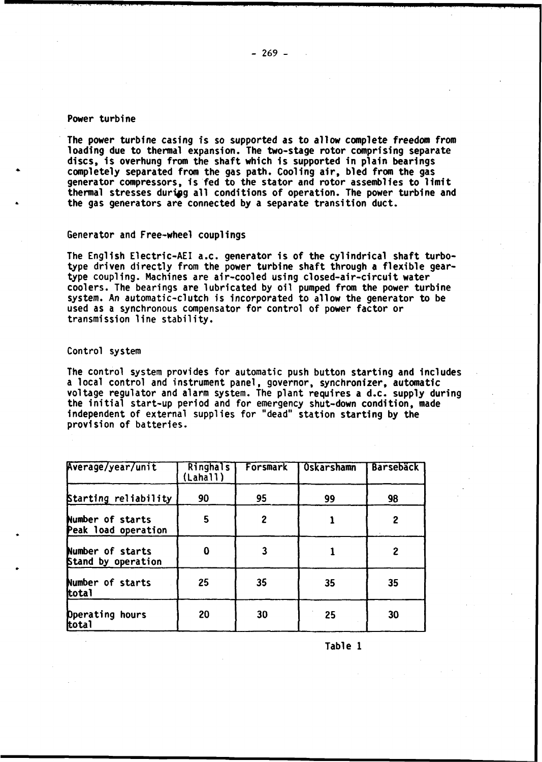### Power turbine

The power turbine casing is so supported as to allow complete freedom from loading due to thermal expansion. The two-stage rotor comprising separate discs, is overhung from the shaft which is supported in plain bearings completely separated from the gas path. Cooling air, bled from the gas generator compressors, is fed to the stator and rotor assemblies to limit thermal stresses during all conditions of operation. The power turbine and the gas generators are connected by a separate transition duct.

### Generator and Free-wheel couplings

The English Electric-AEI a.c. generator is of the cylindrical shaft turbo-type driven directly from the power turbine shaft through a flexible gear-type coupling. Machines are air-cooled using closed-air-circuit water coolers. The bearings are lubricated by oil pumped from the power turbine system. An automatic-clutch is incorporated to allow the generator to be used as a synchronous compensator for control of power factor or transmission line stability.

### Control system

The control system provides for automatic push button starting and includes a local control and instrument panel, governor, synchronizer, automatic voltage regulator and alarm system. The plant requires a d.c. supply during the initial start-up period and for emergency shut-down condition, made independent of external supplies for "dead" station starting by the provision of batteries.

| Average/year/unit | Ringhals (Lahall) | Forsmark | Oskarshamn | Barsebäck |
|---|---|---|---|---|
| Starting reliability | 90 | 95 | 99 | 98 |
| Number of starts Peak load operation | 5 | 2 | 1 | 2 |
| Number of starts Stand by operation | 0 | 3 | 1 | 2 |
| Number of starts total | 25 | 35 | 35 | 35 |
| Operating hours total | 20 | 30 | 25 | 30 |

Table 1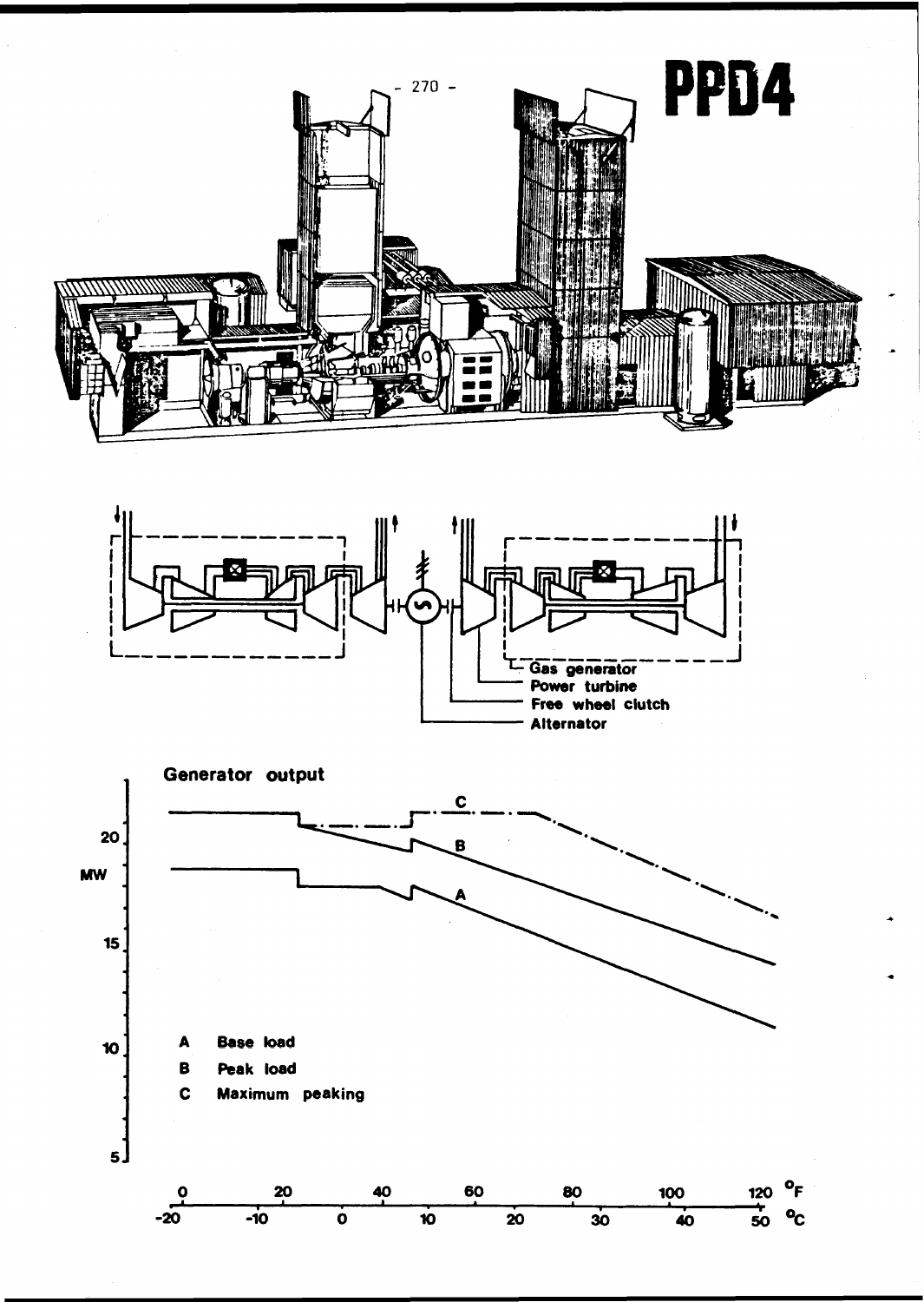# PPD4

- Gas generator
- Power turbine
- Free wheel clutch
- Alternator

**Generator output**

MW

- **A** Base load
- **B** Peak load
- **C** Maximum peaking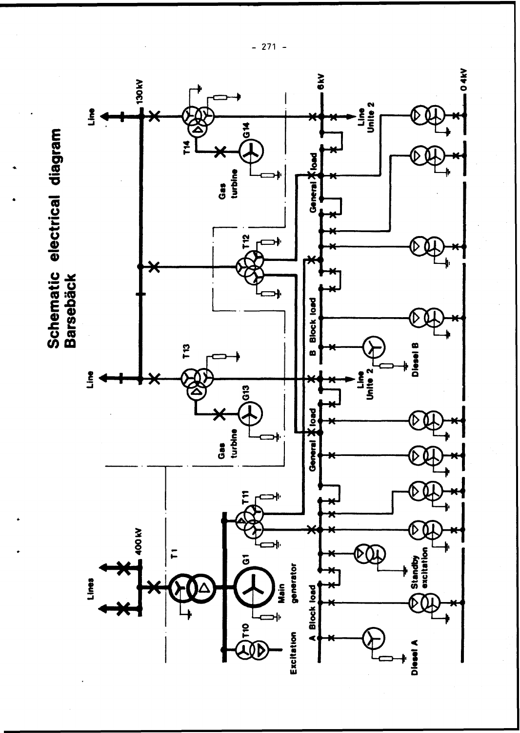# Schematic electrical diagram
## Barsebäck

Lines

400 kV

T1

T10

Excitation

G1

Main generator

T11

A Block load

Diesel A

Standby excitation

General load

Gas turbine

G13

T13

Line

Line Unite 2

B Block load

Diesel B

T12

130 kV

General load

Gas turbine

G14

T14

Line

Line Unite 2

6 kV

0.4 kV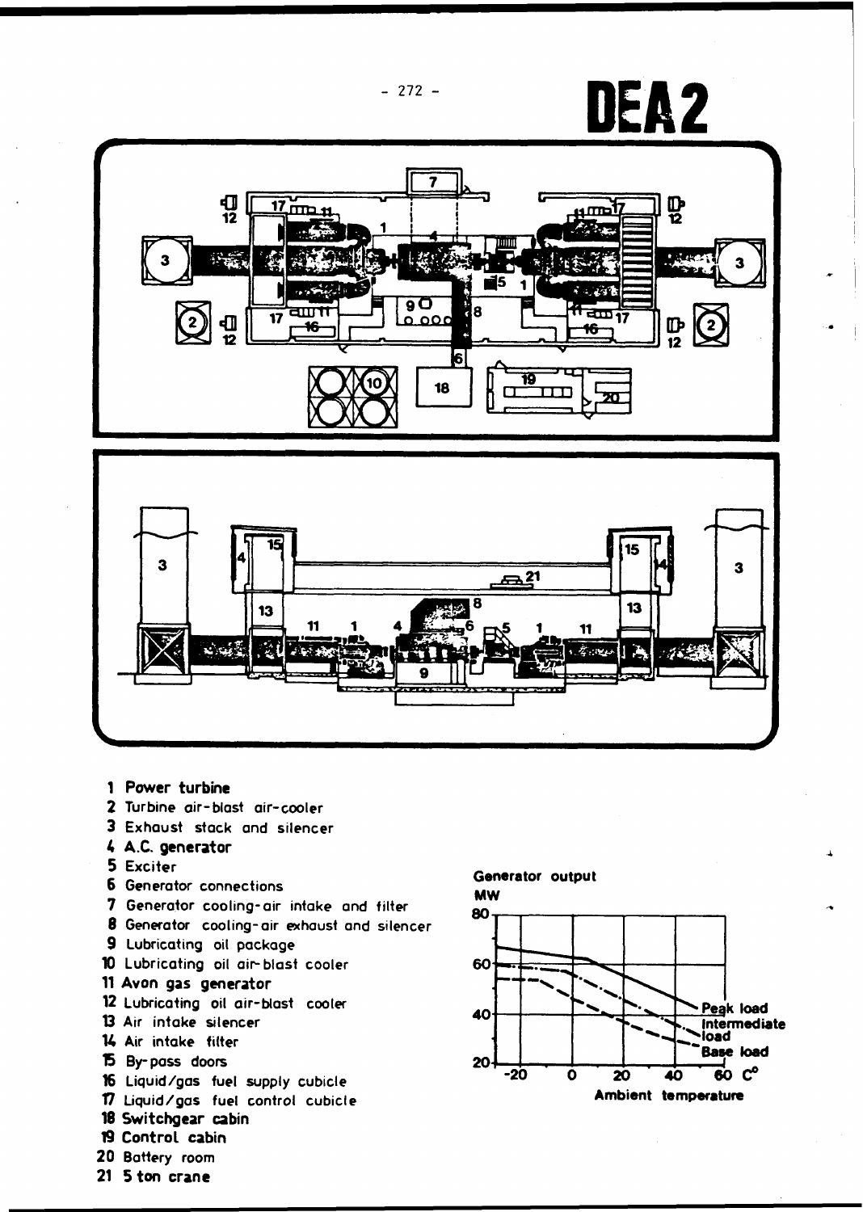# DEA2

1 **Power turbine**
2 Turbine air-blast air-cooler
3 Exhaust stack and silencer
4 **A.C. generator**
5 Exciter
6 Generator connections
7 Generator cooling-air intake and filter
8 Generator cooling-air exhaust and silencer
9 Lubricating oil package
10 Lubricating oil air-blast cooler
11 **Avon gas generator**
12 Lubricating oil air-blast cooler
13 Air intake silencer
14 Air intake filter
15 By-pass doors
16 Liquid/gas fuel supply cubicle
17 Liquid/gas fuel control cubicle
18 **Switchgear cabin**
19 **Control cabin**
20 Battery room
21 **5 ton crane**

**Generator output MW**

Peak load
Intermediate load
Base load

**Ambient temperature** C°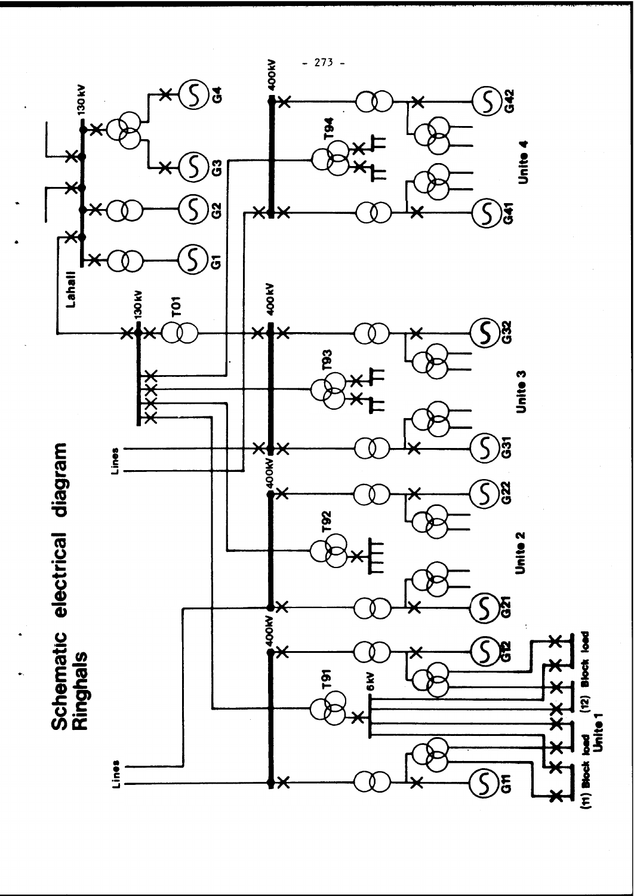# Schematic electrical diagram Ringhals

Lines

Lines

400kV

400kV

400kV

400kV

130kV

130kV

Lahall

T01

T91

T92

T93

T94

6kV

G1

G2

G3

G4

G11

G12

G21

G22

G31

G32

G41

G42

(11) Block load

(12) Block load

Unite 1

Unite 2

Unite 3

Unite 4